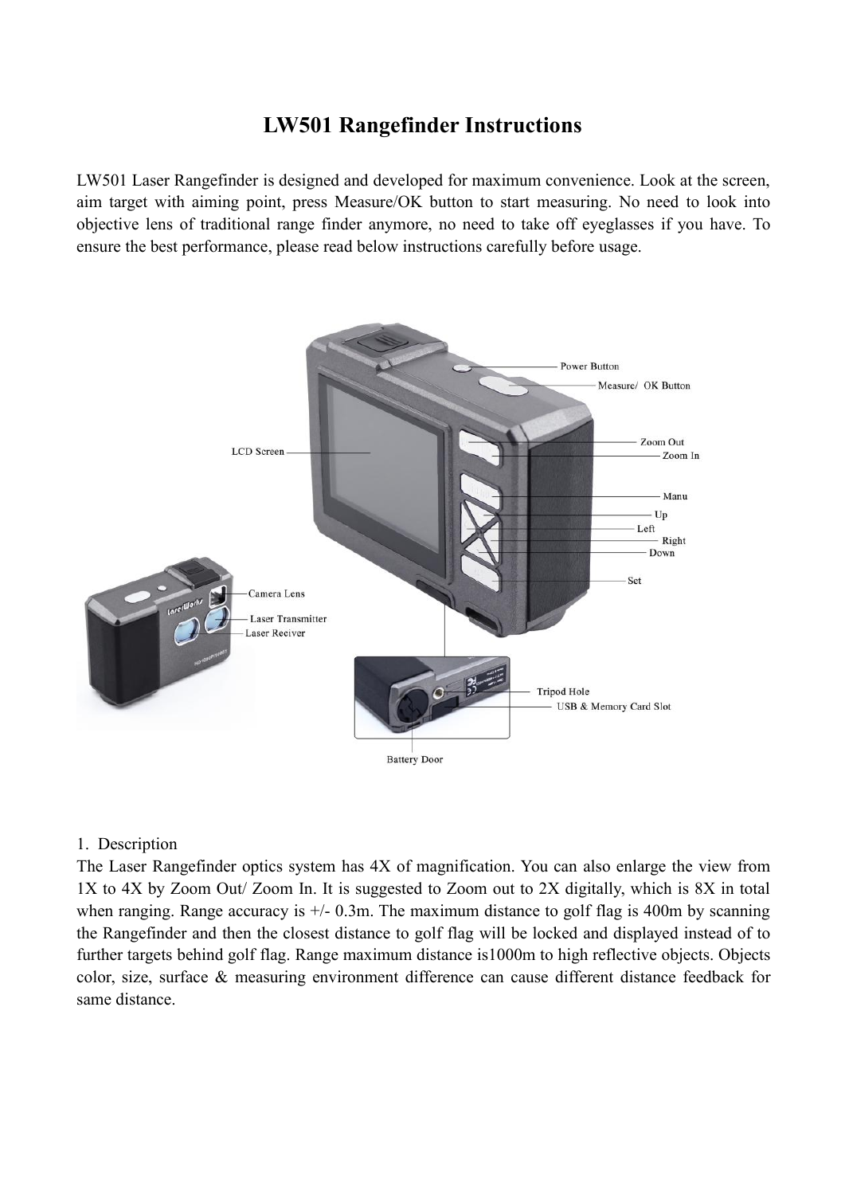# LW501 Rangefinder Instructions

LW501 Laser Rangefinder is designed and developed for maximum convenience. Look at the screen, aim target with aiming point, press Measure/OK button to start measuring. No need to look into objective lens of traditional range finder anymore, no need to take off eyeglasses if you have. To ensure the best performance, please read below instructions carefully before usage.

1. Description

The Laser Rangefinder optics system has 4X of magnification. You can also enlarge the view from 1X to 4X by Zoom Out/ Zoom In. It is suggested to Zoom out to 2X digitally, which is 8X in total when ranging. Range accuracy is +/- 0.3m. The maximum distance to golf flag is 400m by scanning the Rangefinder and then the closest distance to golf flag will be locked and displayed instead of to further targets behind golf flag. Range maximum distance is1000m to high reflective objects. Objects color, size, surface & measuring environment difference can cause different distance feedback for same distance.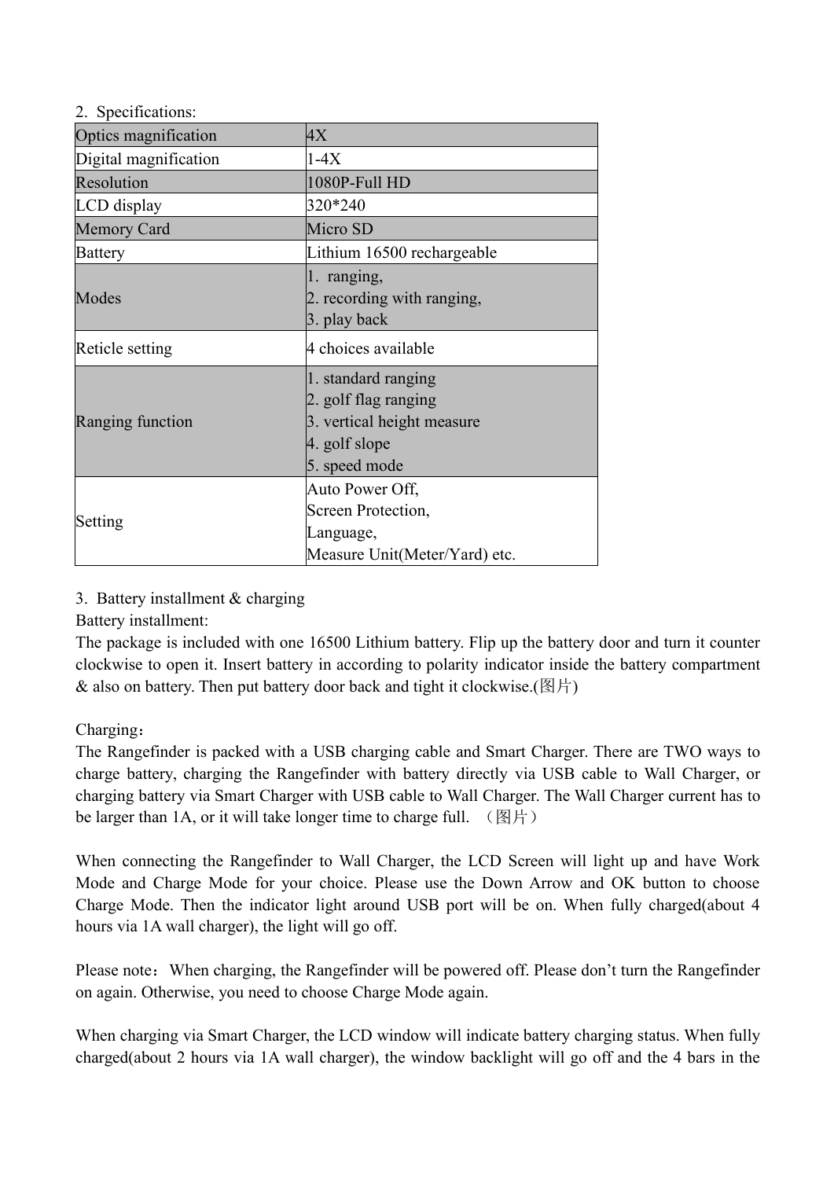2. Specifications:

| Optics magnification | 4X |
|---|---|
| Digital magnification | 1-4X |
| Resolution | 1080P-Full HD |
| LCD display | 320*240 |
| Memory Card | Micro SD |
| Battery | Lithium 16500 rechargeable |
| Modes | 1. ranging,<br>2. recording with ranging,<br>3. play back |
| Reticle setting | 4 choices available |
| Ranging function | 1. standard ranging<br>2. golf flag ranging<br>3. vertical height measure<br>4. golf slope<br>5. speed mode |
| Setting | Auto Power Off,<br>Screen Protection,<br>Language,<br>Measure Unit(Meter/Yard) etc. |

3. Battery installment & charging

Battery installment:

The package is included with one 16500 Lithium battery. Flip up the battery door and turn it counter clockwise to open it. Insert battery in according to polarity indicator inside the battery compartment & also on battery. Then put battery door back and tight it clockwise.(图片)

Charging：

The Rangefinder is packed with a USB charging cable and Smart Charger. There are TWO ways to charge battery, charging the Rangefinder with battery directly via USB cable to Wall Charger, or charging battery via Smart Charger with USB cable to Wall Charger. The Wall Charger current has to be larger than 1A, or it will take longer time to charge full. （图片）

When connecting the Rangefinder to Wall Charger, the LCD Screen will light up and have Work Mode and Charge Mode for your choice. Please use the Down Arrow and OK button to choose Charge Mode. Then the indicator light around USB port will be on. When fully charged(about 4 hours via 1A wall charger), the light will go off.

Please note：When charging, the Rangefinder will be powered off. Please don't turn the Rangefinder on again. Otherwise, you need to choose Charge Mode again.

When charging via Smart Charger, the LCD window will indicate battery charging status. When fully charged(about 2 hours via 1A wall charger), the window backlight will go off and the 4 bars in the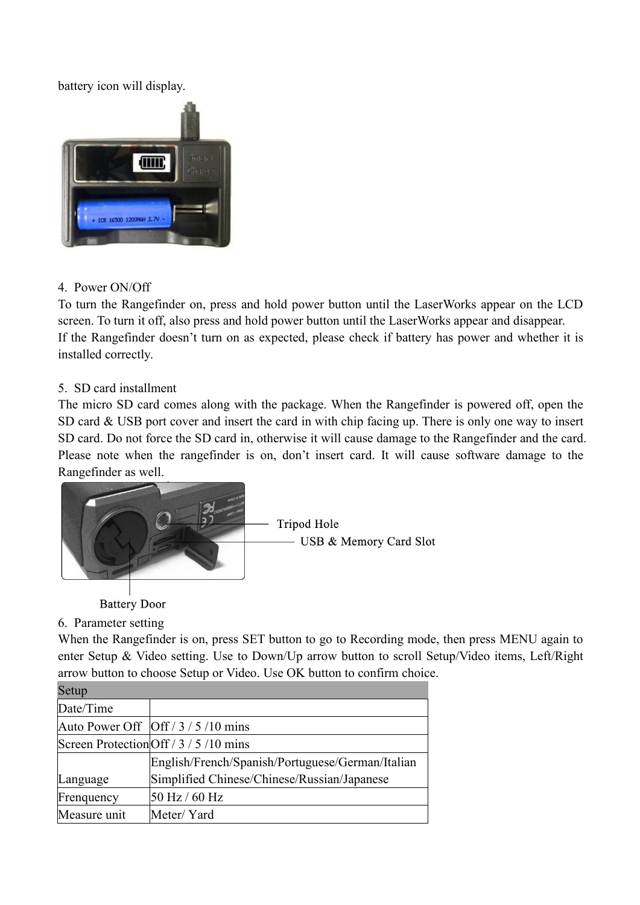battery icon will display.

4. Power ON/Off

To turn the Rangefinder on, press and hold power button until the LaserWorks appear on the LCD screen. To turn it off, also press and hold power button until the LaserWorks appear and disappear.

If the Rangefinder doesn't turn on as expected, please check if battery has power and whether it is installed correctly.

5. SD card installment

The micro SD card comes along with the package. When the Rangefinder is powered off, open the SD card & USB port cover and insert the card in with chip facing up. There is only one way to insert SD card. Do not force the SD card in, otherwise it will cause damage to the Rangefinder and the card. Please note when the rangefinder is on, don't insert card. It will cause software damage to the Rangefinder as well.

Tripod Hole

USB & Memory Card Slot

Battery Door

6. Parameter setting

When the Rangefinder is on, press SET button to go to Recording mode, then press MENU again to enter Setup & Video setting. Use to Down/Up arrow button to scroll Setup/Video items, Left/Right arrow button to choose Setup or Video. Use OK button to confirm choice.

| Setup | |
|---|---|
| Date/Time | |
| Auto Power Off | Off / 3 / 5 /10 mins |
| Screen Protection | Off / 3 / 5 /10 mins |
| Language | English/French/Spanish/Portuguese/German/Italian Simplified Chinese/Chinese/Russian/Japanese |
| Frenquency | 50 Hz / 60 Hz |
| Measure unit | Meter/ Yard |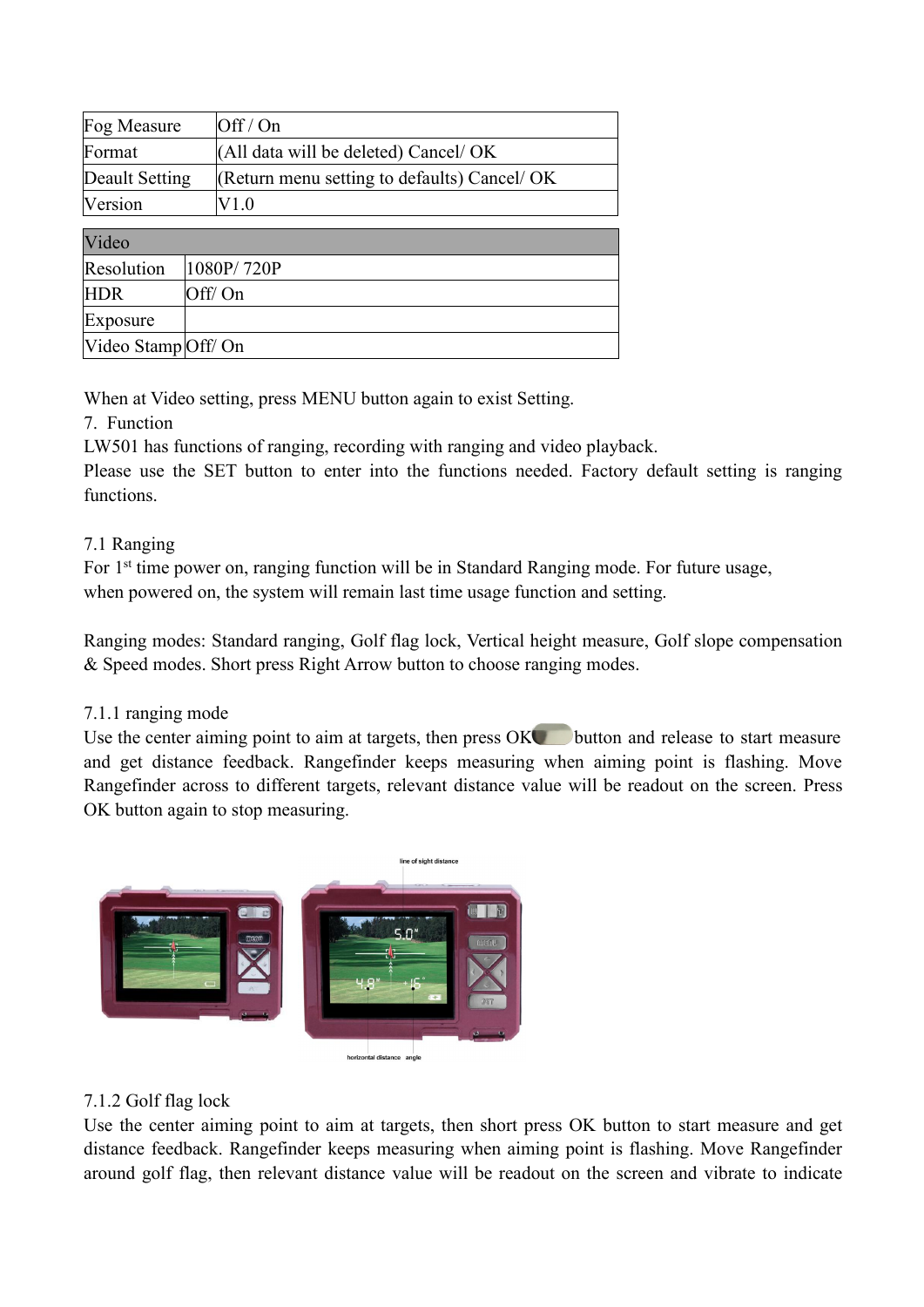| Fog Measure | Off / On |
|---|---|
| Format | (All data will be deleted) Cancel/ OK |
| Deault Setting | (Return menu setting to defaults) Cancel/ OK |
| Version | V1.0 |

| Video | |
|---|---|
| Resolution | 1080P/ 720P |
| HDR | Off/ On |
| Exposure | |
| Video Stamp | Off/ On |

When at Video setting, press MENU button again to exist Setting.

7. Function

LW501 has functions of ranging, recording with ranging and video playback.

Please use the SET button to enter into the functions needed. Factory default setting is ranging functions.

7.1 Ranging

For 1st time power on, ranging function will be in Standard Ranging mode. For future usage, when powered on, the system will remain last time usage function and setting.

Ranging modes: Standard ranging, Golf flag lock, Vertical height measure, Golf slope compensation & Speed modes. Short press Right Arrow button to choose ranging modes.

7.1.1 ranging mode

Use the center aiming point to aim at targets, then press OK button and release to start measure and get distance feedback. Rangefinder keeps measuring when aiming point is flashing. Move Rangefinder across to different targets, relevant distance value will be readout on the screen. Press OK button again to stop measuring.

line of sight distance

horizontal distance angle

7.1.2 Golf flag lock

Use the center aiming point to aim at targets, then short press OK button to start measure and get distance feedback. Rangefinder keeps measuring when aiming point is flashing. Move Rangefinder around golf flag, then relevant distance value will be readout on the screen and vibrate to indicate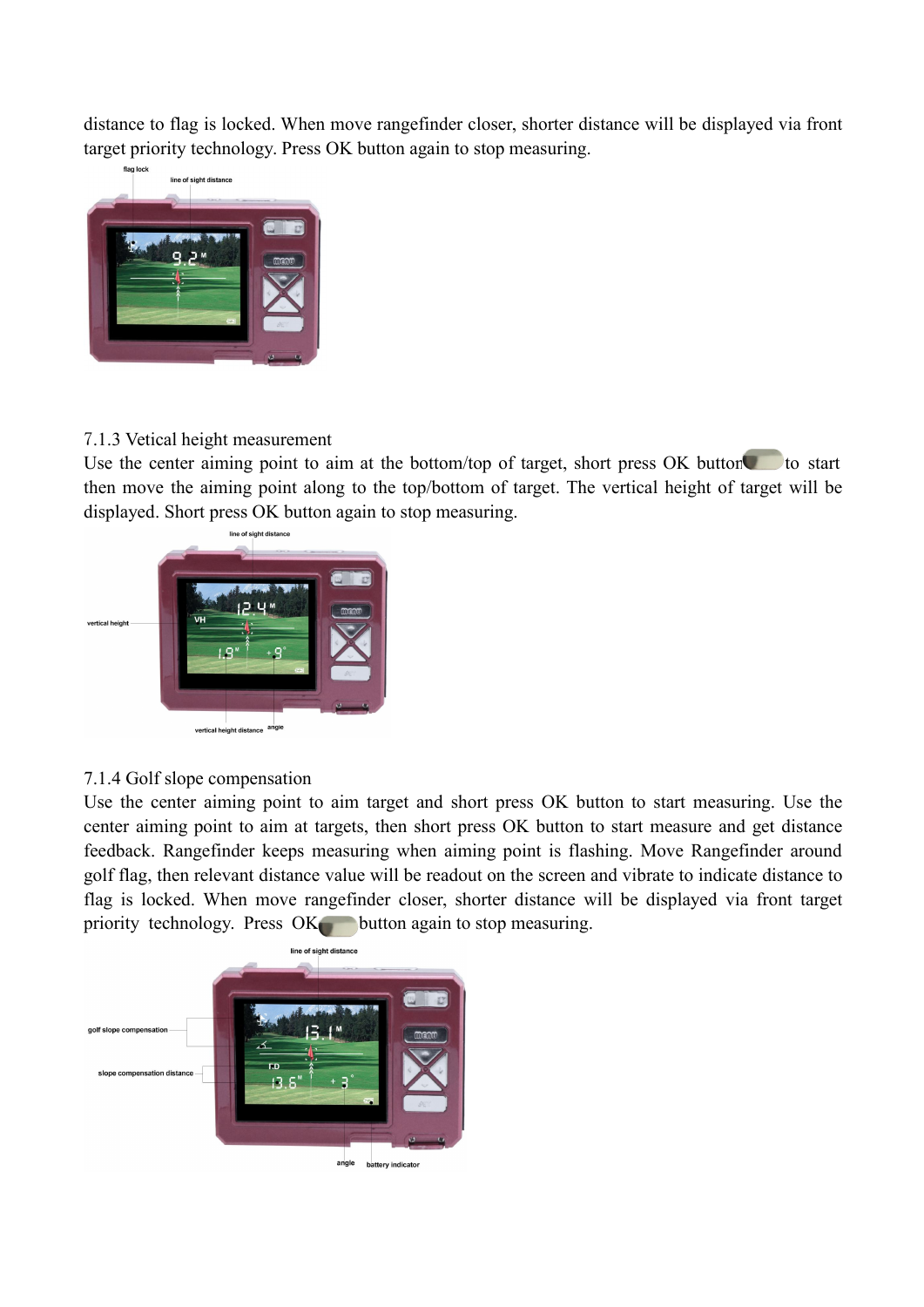distance to flag is locked. When move rangefinder closer, shorter distance will be displayed via front target priority technology. Press OK button again to stop measuring.

### 7.1.3 Vetical height measurement

Use the center aiming point to aim at the bottom/top of target, short press OK button to start then move the aiming point along to the top/bottom of target. The vertical height of target will be displayed. Short press OK button again to stop measuring.

### 7.1.4 Golf slope compensation

Use the center aiming point to aim target and short press OK button to start measuring. Use the center aiming point to aim at targets, then short press OK button to start measure and get distance feedback. Rangefinder keeps measuring when aiming point is flashing. Move Rangefinder around golf flag, then relevant distance value will be readout on the screen and vibrate to indicate distance to flag is locked. When move rangefinder closer, shorter distance will be displayed via front target priority technology. Press OK button again to stop measuring.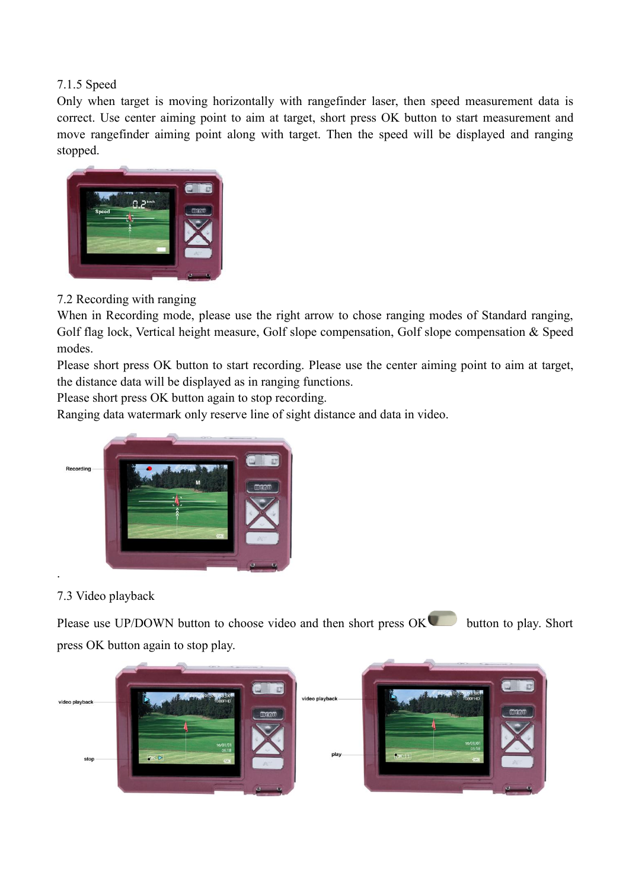7.1.5 Speed

Only when target is moving horizontally with rangefinder laser, then speed measurement data is correct. Use center aiming point to aim at target, short press OK button to start measurement and move rangefinder aiming point along with target. Then the speed will be displayed and ranging stopped.

7.2 Recording with ranging

When in Recording mode, please use the right arrow to chose ranging modes of Standard ranging, Golf flag lock, Vertical height measure, Golf slope compensation, Golf slope compensation & Speed modes.

Please short press OK button to start recording. Please use the center aiming point to aim at target, the distance data will be displayed as in ranging functions.

Please short press OK button again to stop recording.

Ranging data watermark only reserve line of sight distance and data in video.

Recording

.

7.3 Video playback

Please use UP/DOWN button to choose video and then short press OK button to play. Short press OK button again to stop play.

video playback

stop

video playback

play